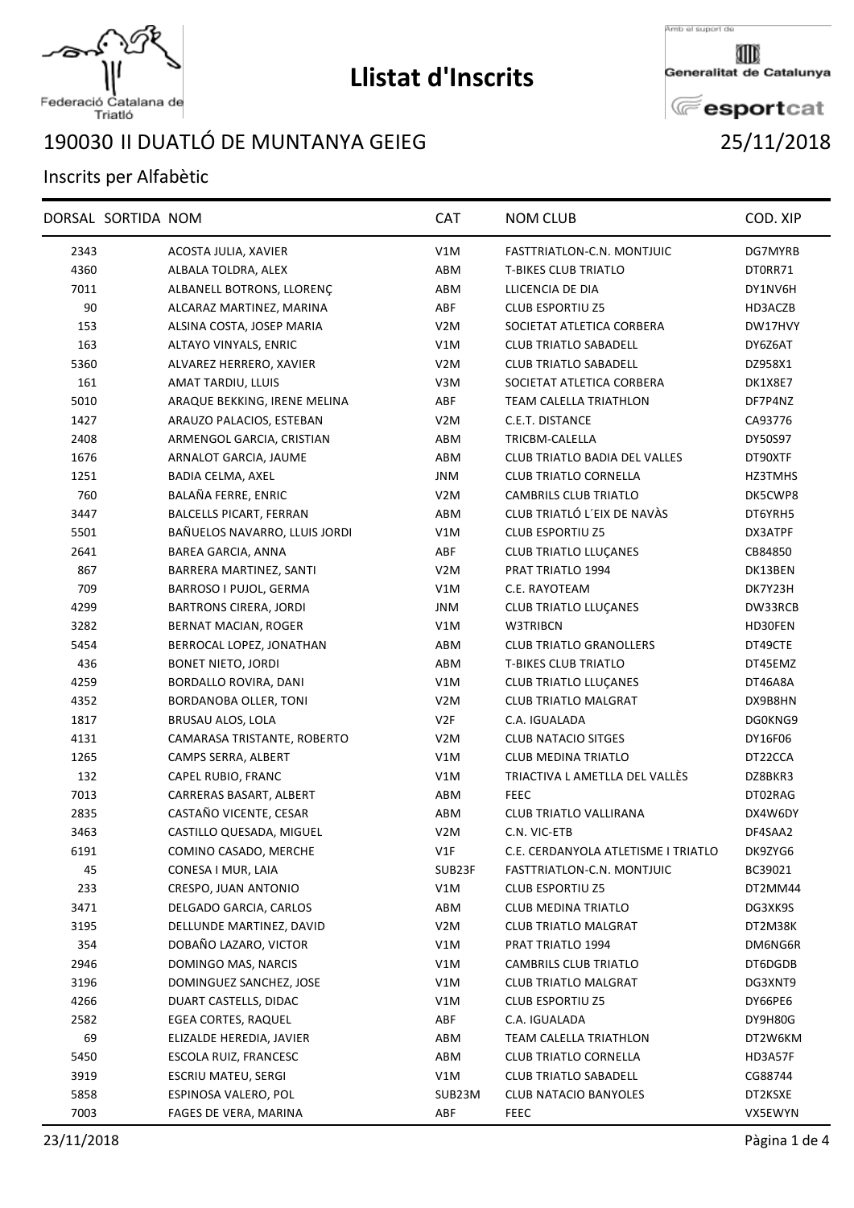# Llistat d'Inscrits

Federació Catalana de Triatló

Amb el suport de Generalitat de Catalunya esportcat

## 190030 II DUATLÓ DE MUNTANYA GEIEG

25/11/2018

Inscrits per Alfabètic

| DORSAL | SORTIDA | NOM | CAT | NOM CLUB | COD. XIP |
|---|---|---|---|---|---|
| 2343 | | ACOSTA JULIA, XAVIER | V1M | FASTTRIATLON-C.N. MONTJUIC | DG7MYRB |
| 4360 | | ALBALA TOLDRA, ALEX | ABM | T-BIKES CLUB TRIATLO | DT0RR71 |
| 7011 | | ALBANELL BOTRONS, LLORENÇ | ABM | LLICENCIA DE DIA | DY1NV6H |
| 90 | | ALCARAZ MARTINEZ, MARINA | ABF | CLUB ESPORTIU Z5 | HD3ACZB |
| 153 | | ALSINA COSTA, JOSEP MARIA | V2M | SOCIETAT ATLETICA CORBERA | DW17HVY |
| 163 | | ALTAYO VINYALS, ENRIC | V1M | CLUB TRIATLO SABADELL | DY6Z6AT |
| 5360 | | ALVAREZ HERRERO, XAVIER | V2M | CLUB TRIATLO SABADELL | DZ958X1 |
| 161 | | AMAT TARDIU, LLUIS | V3M | SOCIETAT ATLETICA CORBERA | DK1X8E7 |
| 5010 | | ARAQUE BEKKING, IRENE MELINA | ABF | TEAM CALELLA TRIATHLON | DF7P4NZ |
| 1427 | | ARAUZO PALACIOS, ESTEBAN | V2M | C.E.T. DISTANCE | CA93776 |
| 2408 | | ARMENGOL GARCIA, CRISTIAN | ABM | TRICBM-CALELLA | DY50S97 |
| 1676 | | ARNALOT GARCIA, JAUME | ABM | CLUB TRIATLO BADIA DEL VALLES | DT90XTF |
| 1251 | | BADIA CELMA, AXEL | JNM | CLUB TRIATLO CORNELLA | HZ3TMHS |
| 760 | | BALAÑA FERRE, ENRIC | V2M | CAMBRILS CLUB TRIATLO | DK5CWP8 |
| 3447 | | BALCELLS PICART, FERRAN | ABM | CLUB TRIATLÓ L´EIX DE NAVÀS | DT6YRH5 |
| 5501 | | BAÑUELOS NAVARRO, LLUIS JORDI | V1M | CLUB ESPORTIU Z5 | DX3ATPF |
| 2641 | | BAREA GARCIA, ANNA | ABF | CLUB TRIATLO LLUÇANES | CB84850 |
| 867 | | BARRERA MARTINEZ, SANTI | V2M | PRAT TRIATLO 1994 | DK13BEN |
| 709 | | BARROSO I PUJOL, GERMA | V1M | C.E. RAYOTEAM | DK7Y23H |
| 4299 | | BARTRONS CIRERA, JORDI | JNM | CLUB TRIATLO LLUÇANES | DW33RCB |
| 3282 | | BERNAT MACIAN, ROGER | V1M | W3TRIBCN | HD30FEN |
| 5454 | | BERROCAL LOPEZ, JONATHAN | ABM | CLUB TRIATLO GRANOLLERS | DT49CTE |
| 436 | | BONET NIETO, JORDI | ABM | T-BIKES CLUB TRIATLO | DT45EMZ |
| 4259 | | BORDALLO ROVIRA, DANI | V1M | CLUB TRIATLO LLUÇANES | DT46A8A |
| 4352 | | BORDANOBA OLLER, TONI | V2M | CLUB TRIATLO MALGRAT | DX9B8HN |
| 1817 | | BRUSAU ALOS, LOLA | V2F | C.A. IGUALADA | DG0KNG9 |
| 4131 | | CAMARASA TRISTANTE, ROBERTO | V2M | CLUB NATACIO SITGES | DY16F06 |
| 1265 | | CAMPS SERRA, ALBERT | V1M | CLUB MEDINA TRIATLO | DT22CCA |
| 132 | | CAPEL RUBIO, FRANC | V1M | TRIACTIVA L AMETLLA DEL VALLÈS | DZ8BKR3 |
| 7013 | | CARRERAS BASART, ALBERT | ABM | FEEC | DT02RAG |
| 2835 | | CASTAÑO VICENTE, CESAR | ABM | CLUB TRIATLO VALLIRANA | DX4W6DY |
| 3463 | | CASTILLO QUESADA, MIGUEL | V2M | C.N. VIC-ETB | DF4SAA2 |
| 6191 | | COMINO CASADO, MERCHE | V1F | C.E. CERDANYOLA ATLETISME I TRIATLO | DK9ZYG6 |
| 45 | | CONESA I MUR, LAIA | SUB23F | FASTTRIATLON-C.N. MONTJUIC | BC39021 |
| 233 | | CRESPO, JUAN ANTONIO | V1M | CLUB ESPORTIU Z5 | DT2MM44 |
| 3471 | | DELGADO GARCIA, CARLOS | ABM | CLUB MEDINA TRIATLO | DG3XK9S |
| 3195 | | DELLUNDE MARTINEZ, DAVID | V2M | CLUB TRIATLO MALGRAT | DT2M38K |
| 354 | | DOBAÑO LAZARO, VICTOR | V1M | PRAT TRIATLO 1994 | DM6NG6R |
| 2946 | | DOMINGO MAS, NARCIS | V1M | CAMBRILS CLUB TRIATLO | DT6DGDB |
| 3196 | | DOMINGUEZ SANCHEZ, JOSE | V1M | CLUB TRIATLO MALGRAT | DG3XNT9 |
| 4266 | | DUART CASTELLS, DIDAC | V1M | CLUB ESPORTIU Z5 | DY66PE6 |
| 2582 | | EGEA CORTES, RAQUEL | ABF | C.A. IGUALADA | DY9H80G |
| 69 | | ELIZALDE HEREDIA, JAVIER | ABM | TEAM CALELLA TRIATHLON | DT2W6KM |
| 5450 | | ESCOLA RUIZ, FRANCESC | ABM | CLUB TRIATLO CORNELLA | HD3A57F |
| 3919 | | ESCRIU MATEU, SERGI | V1M | CLUB TRIATLO SABADELL | CG88744 |
| 5858 | | ESPINOSA VALERO, POL | SUB23M | CLUB NATACIO BANYOLES | DT2KSXE |
| 7003 | | FAGES DE VERA, MARINA | ABF | FEEC | VX5EWYN |

23/11/2018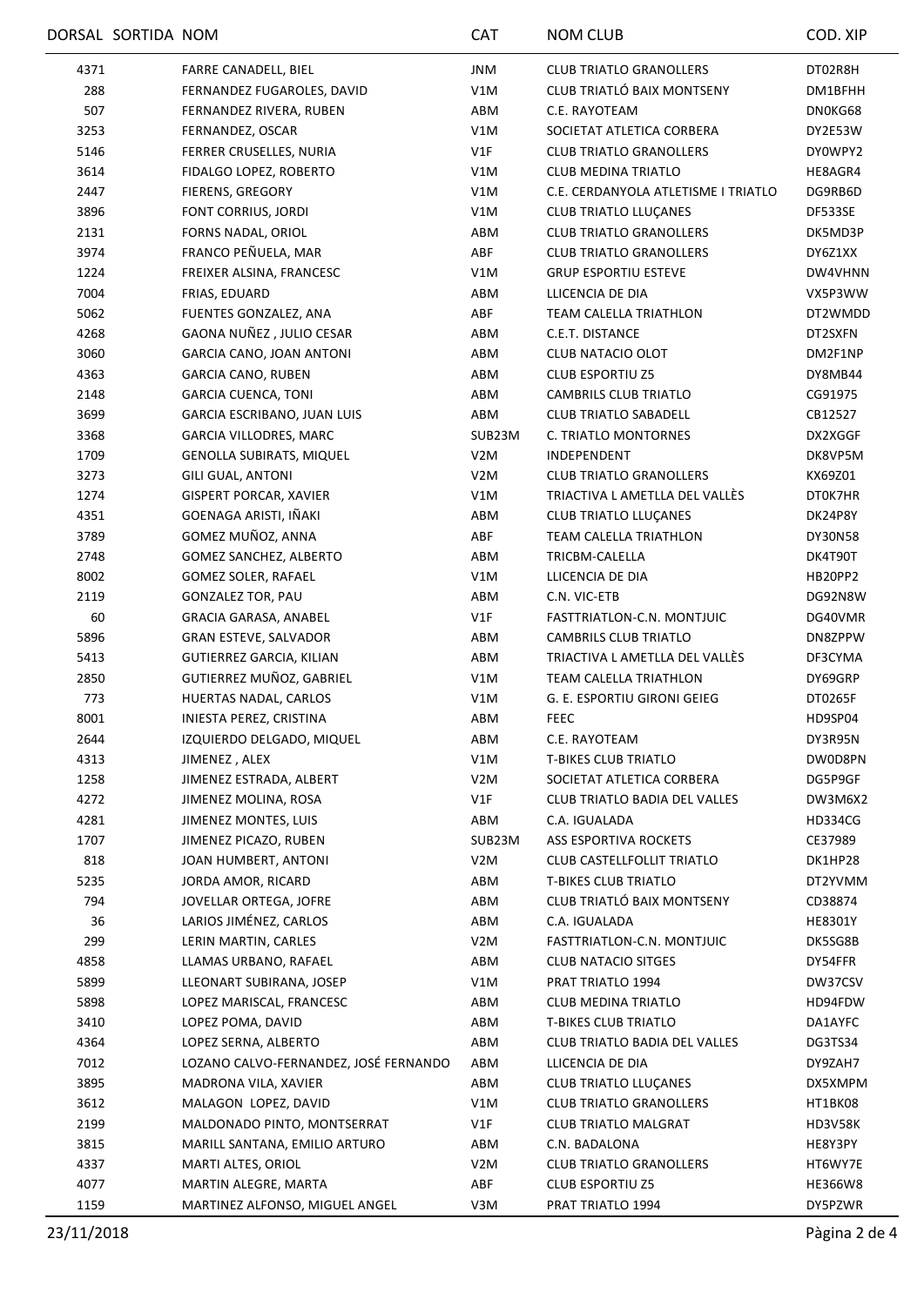| DORSAL | SORTIDA | NOM | CAT | NOM CLUB | COD. XIP |
|---|---|---|---|---|---|
| 4371 | | FARRE CANADELL, BIEL | JNM | CLUB TRIATLO GRANOLLERS | DT02R8H |
| 288 | | FERNANDEZ FUGAROLES, DAVID | V1M | CLUB TRIATLÓ BAIX MONTSENY | DM1BFHH |
| 507 | | FERNANDEZ RIVERA, RUBEN | ABM | C.E. RAYOTEAM | DN0KG68 |
| 3253 | | FERNANDEZ, OSCAR | V1M | SOCIETAT ATLETICA CORBERA | DY2E53W |
| 5146 | | FERRER CRUSELLES, NURIA | V1F | CLUB TRIATLO GRANOLLERS | DY0WPY2 |
| 3614 | | FIDALGO LOPEZ, ROBERTO | V1M | CLUB MEDINA TRIATLO | HE8AGR4 |
| 2447 | | FIERENS, GREGORY | V1M | C.E. CERDANYOLA ATLETISME I TRIATLO | DG9RB6D |
| 3896 | | FONT CORRIUS, JORDI | V1M | CLUB TRIATLO LLUÇANES | DF533SE |
| 2131 | | FORNS NADAL, ORIOL | ABM | CLUB TRIATLO GRANOLLERS | DK5MD3P |
| 3974 | | FRANCO PEÑUELA, MAR | ABF | CLUB TRIATLO GRANOLLERS | DY6Z1XX |
| 1224 | | FREIXER ALSINA, FRANCESC | V1M | GRUP ESPORTIU ESTEVE | DW4VHNN |
| 7004 | | FRIAS, EDUARD | ABM | LLICENCIA DE DIA | VX5P3WW |
| 5062 | | FUENTES GONZALEZ, ANA | ABF | TEAM CALELLA TRIATHLON | DT2WMDD |
| 4268 | | GAONA NUÑEZ , JULIO CESAR | ABM | C.E.T. DISTANCE | DT2SXFN |
| 3060 | | GARCIA CANO, JOAN ANTONI | ABM | CLUB NATACIO OLOT | DM2F1NP |
| 4363 | | GARCIA CANO, RUBEN | ABM | CLUB ESPORTIU Z5 | DY8MB44 |
| 2148 | | GARCIA CUENCA, TONI | ABM | CAMBRILS CLUB TRIATLO | CG91975 |
| 3699 | | GARCIA ESCRIBANO, JUAN LUIS | ABM | CLUB TRIATLO SABADELL | CB12527 |
| 3368 | | GARCIA VILLODRES, MARC | SUB23M | C. TRIATLO MONTORNES | DX2XGGF |
| 1709 | | GENOLLA SUBIRATS, MIQUEL | V2M | INDEPENDENT | DK8VP5M |
| 3273 | | GILI GUAL, ANTONI | V2M | CLUB TRIATLO GRANOLLERS | KX69Z01 |
| 1274 | | GISPERT PORCAR, XAVIER | V1M | TRIACTIVA L AMETLLA DEL VALLÈS | DT0K7HR |
| 4351 | | GOENAGA ARISTI, IÑAKI | ABM | CLUB TRIATLO LLUÇANES | DK24P8Y |
| 3789 | | GOMEZ MUÑOZ, ANNA | ABF | TEAM CALELLA TRIATHLON | DY30N58 |
| 2748 | | GOMEZ SANCHEZ, ALBERTO | ABM | TRICBM-CALELLA | DK4T90T |
| 8002 | | GOMEZ SOLER, RAFAEL | V1M | LLICENCIA DE DIA | HB20PP2 |
| 2119 | | GONZALEZ TOR, PAU | ABM | C.N. VIC-ETB | DG92N8W |
| 60 | | GRACIA GARASA, ANABEL | V1F | FASTTRIATLON-C.N. MONTJUIC | DG40VMR |
| 5896 | | GRAN ESTEVE, SALVADOR | ABM | CAMBRILS CLUB TRIATLO | DN8ZPPW |
| 5413 | | GUTIERREZ GARCIA, KILIAN | ABM | TRIACTIVA L AMETLLA DEL VALLÈS | DF3CYMA |
| 2850 | | GUTIERREZ MUÑOZ, GABRIEL | V1M | TEAM CALELLA TRIATHLON | DY69GRP |
| 773 | | HUERTAS NADAL, CARLOS | V1M | G. E. ESPORTIU GIRONI GEIEG | DT0265F |
| 8001 | | INIESTA PEREZ, CRISTINA | ABM | FEEC | HD9SP04 |
| 2644 | | IZQUIERDO DELGADO, MIQUEL | ABM | C.E. RAYOTEAM | DY3R95N |
| 4313 | | JIMENEZ , ALEX | V1M | T-BIKES CLUB TRIATLO | DW0D8PN |
| 1258 | | JIMENEZ ESTRADA, ALBERT | V2M | SOCIETAT ATLETICA CORBERA | DG5P9GF |
| 4272 | | JIMENEZ MOLINA, ROSA | V1F | CLUB TRIATLO BADIA DEL VALLES | DW3M6X2 |
| 4281 | | JIMENEZ MONTES, LUIS | ABM | C.A. IGUALADA | HD334CG |
| 1707 | | JIMENEZ PICAZO, RUBEN | SUB23M | ASS ESPORTIVA ROCKETS | CE37989 |
| 818 | | JOAN HUMBERT, ANTONI | V2M | CLUB CASTELLFOLLIT TRIATLO | DK1HP28 |
| 5235 | | JORDA AMOR, RICARD | ABM | T-BIKES CLUB TRIATLO | DT2YVMM |
| 794 | | JOVELLAR ORTEGA, JOFRE | ABM | CLUB TRIATLÓ BAIX MONTSENY | CD38874 |
| 36 | | LARIOS JIMÉNEZ, CARLOS | ABM | C.A. IGUALADA | HE8301Y |
| 299 | | LERIN MARTIN, CARLES | V2M | FASTTRIATLON-C.N. MONTJUIC | DK5SG8B |
| 4858 | | LLAMAS URBANO, RAFAEL | ABM | CLUB NATACIO SITGES | DY54FFR |
| 5899 | | LLEONART SUBIRANA, JOSEP | V1M | PRAT TRIATLO 1994 | DW37CSV |
| 5898 | | LOPEZ MARISCAL, FRANCESC | ABM | CLUB MEDINA TRIATLO | HD94FDW |
| 3410 | | LOPEZ POMA, DAVID | ABM | T-BIKES CLUB TRIATLO | DA1AYFC |
| 4364 | | LOPEZ SERNA, ALBERTO | ABM | CLUB TRIATLO BADIA DEL VALLES | DG3TS34 |
| 7012 | | LOZANO CALVO-FERNANDEZ, JOSÉ FERNANDO | ABM | LLICENCIA DE DIA | DY9ZAH7 |
| 3895 | | MADRONA VILA, XAVIER | ABM | CLUB TRIATLO LLUÇANES | DX5XMPM |
| 3612 | | MALAGON LOPEZ, DAVID | V1M | CLUB TRIATLO GRANOLLERS | HT1BK08 |
| 2199 | | MALDONADO PINTO, MONTSERRAT | V1F | CLUB TRIATLO MALGRAT | HD3V58K |
| 3815 | | MARILL SANTANA, EMILIO ARTURO | ABM | C.N. BADALONA | HE8Y3PY |
| 4337 | | MARTI ALTES, ORIOL | V2M | CLUB TRIATLO GRANOLLERS | HT6WY7E |
| 4077 | | MARTIN ALEGRE, MARTA | ABF | CLUB ESPORTIU Z5 | HE366W8 |
| 1159 | | MARTINEZ ALFONSO, MIGUEL ANGEL | V3M | PRAT TRIATLO 1994 | DY5PZWR |

23/11/2018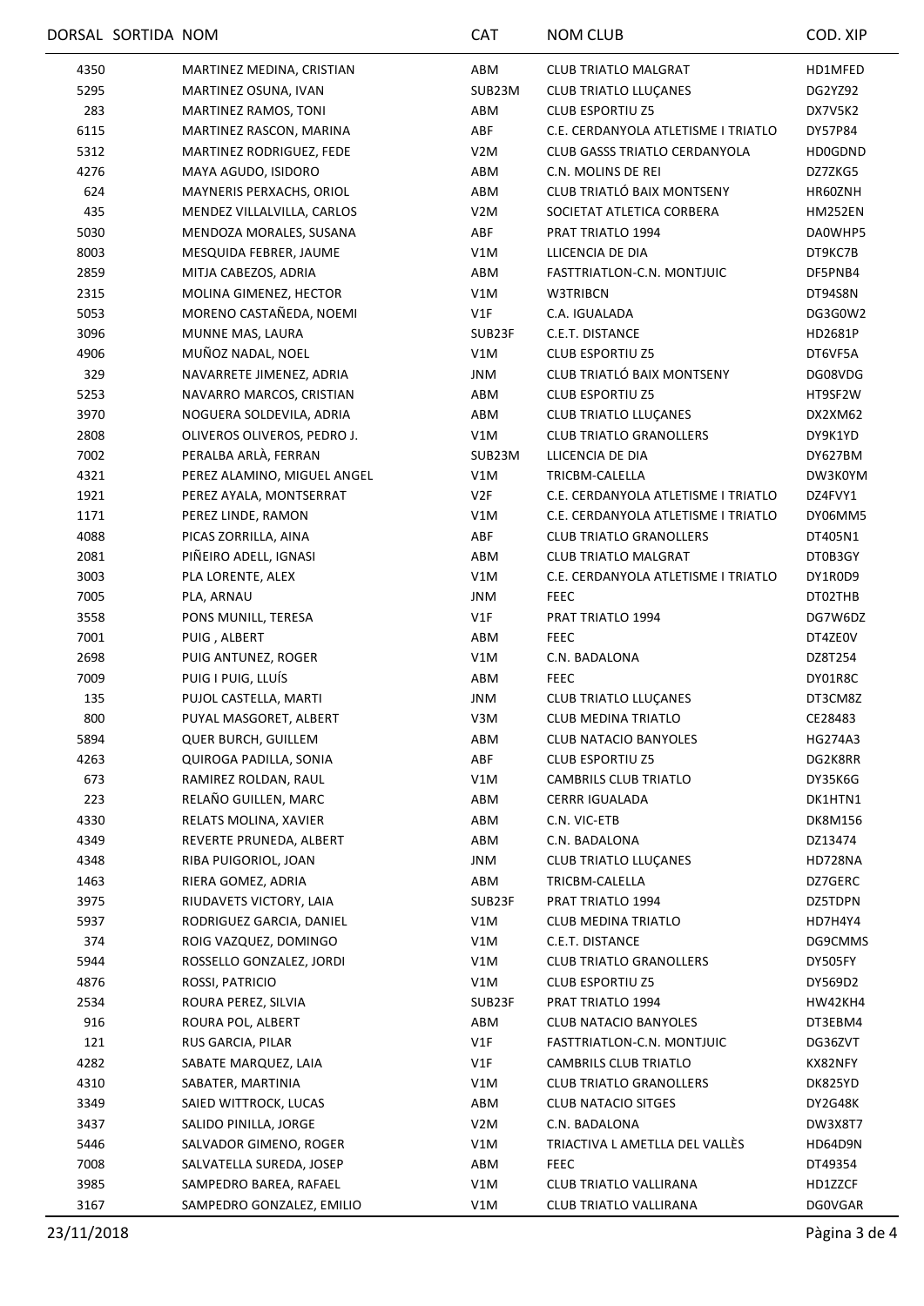| DORSAL | SORTIDA | NOM | CAT | NOM CLUB | COD. XIP |
|---|---|---|---|---|---|
| 4350 | | MARTINEZ MEDINA, CRISTIAN | ABM | CLUB TRIATLO MALGRAT | HD1MFED |
| 5295 | | MARTINEZ OSUNA, IVAN | SUB23M | CLUB TRIATLO LLUÇANES | DG2YZ92 |
| 283 | | MARTINEZ RAMOS, TONI | ABM | CLUB ESPORTIU Z5 | DX7V5K2 |
| 6115 | | MARTINEZ RASCON, MARINA | ABF | C.E. CERDANYOLA ATLETISME I TRIATLO | DY57P84 |
| 5312 | | MARTINEZ RODRIGUEZ, FEDE | V2M | CLUB GASSS TRIATLO CERDANYOLA | HD0GDND |
| 4276 | | MAYA AGUDO, ISIDORO | ABM | C.N. MOLINS DE REI | DZ7ZKG5 |
| 624 | | MAYNERIS PERXACHS, ORIOL | ABM | CLUB TRIATLÓ BAIX MONTSENY | HR60ZNH |
| 435 | | MENDEZ VILLALVILLA, CARLOS | V2M | SOCIETAT ATLETICA CORBERA | HM252EN |
| 5030 | | MENDOZA MORALES, SUSANA | ABF | PRAT TRIATLO 1994 | DA0WHP5 |
| 8003 | | MESQUIDA FEBRER, JAUME | V1M | LLICENCIA DE DIA | DT9KC7B |
| 2859 | | MITJA CABEZOS, ADRIA | ABM | FASTTRIATLON-C.N. MONTJUIC | DF5PNB4 |
| 2315 | | MOLINA GIMENEZ, HECTOR | V1M | W3TRIBCN | DT94S8N |
| 5053 | | MORENO CASTAÑEDA, NOEMI | V1F | C.A. IGUALADA | DG3G0W2 |
| 3096 | | MUNNE MAS, LAURA | SUB23F | C.E.T. DISTANCE | HD2681P |
| 4906 | | MUÑOZ NADAL, NOEL | V1M | CLUB ESPORTIU Z5 | DT6VF5A |
| 329 | | NAVARRETE JIMENEZ, ADRIA | JNM | CLUB TRIATLÓ BAIX MONTSENY | DG08VDG |
| 5253 | | NAVARRO MARCOS, CRISTIAN | ABM | CLUB ESPORTIU Z5 | HT9SF2W |
| 3970 | | NOGUERA SOLDEVILA, ADRIA | ABM | CLUB TRIATLO LLUÇANES | DX2XM62 |
| 2808 | | OLIVEROS OLIVEROS, PEDRO J. | V1M | CLUB TRIATLO GRANOLLERS | DY9K1YD |
| 7002 | | PERALBA ARLÀ, FERRAN | SUB23M | LLICENCIA DE DIA | DY627BM |
| 4321 | | PEREZ ALAMINO, MIGUEL ANGEL | V1M | TRICBM-CALELLA | DW3K0YM |
| 1921 | | PEREZ AYALA, MONTSERRAT | V2F | C.E. CERDANYOLA ATLETISME I TRIATLO | DZ4FVY1 |
| 1171 | | PEREZ LINDE, RAMON | V1M | C.E. CERDANYOLA ATLETISME I TRIATLO | DY06MM5 |
| 4088 | | PICAS ZORRILLA, AINA | ABF | CLUB TRIATLO GRANOLLERS | DT405N1 |
| 2081 | | PIÑEIRO ADELL, IGNASI | ABM | CLUB TRIATLO MALGRAT | DT0B3GY |
| 3003 | | PLA LORENTE, ALEX | V1M | C.E. CERDANYOLA ATLETISME I TRIATLO | DY1R0D9 |
| 7005 | | PLA, ARNAU | JNM | FEEC | DT02THB |
| 3558 | | PONS MUNILL, TERESA | V1F | PRAT TRIATLO 1994 | DG7W6DZ |
| 7001 | | PUIG , ALBERT | ABM | FEEC | DT4ZE0V |
| 2698 | | PUIG ANTUNEZ, ROGER | V1M | C.N. BADALONA | DZ8T254 |
| 7009 | | PUIG I PUIG, LLUÍS | ABM | FEEC | DY01R8C |
| 135 | | PUJOL CASTELLA, MARTI | JNM | CLUB TRIATLO LLUÇANES | DT3CM8Z |
| 800 | | PUYAL MASGORET, ALBERT | V3M | CLUB MEDINA TRIATLO | CE28483 |
| 5894 | | QUER BURCH, GUILLEM | ABM | CLUB NATACIO BANYOLES | HG274A3 |
| 4263 | | QUIROGA PADILLA, SONIA | ABF | CLUB ESPORTIU Z5 | DG2K8RR |
| 673 | | RAMIREZ ROLDAN, RAUL | V1M | CAMBRILS CLUB TRIATLO | DY35K6G |
| 223 | | RELAÑO GUILLEN, MARC | ABM | CERRR IGUALADA | DK1HTN1 |
| 4330 | | RELATS MOLINA, XAVIER | ABM | C.N. VIC-ETB | DK8M156 |
| 4349 | | REVERTE PRUNEDA, ALBERT | ABM | C.N. BADALONA | DZ13474 |
| 4348 | | RIBA PUIGORIOL, JOAN | JNM | CLUB TRIATLO LLUÇANES | HD728NA |
| 1463 | | RIERA GOMEZ, ADRIA | ABM | TRICBM-CALELLA | DZ7GERC |
| 3975 | | RIUDAVETS VICTORY, LAIA | SUB23F | PRAT TRIATLO 1994 | DZ5TDPN |
| 5937 | | RODRIGUEZ GARCIA, DANIEL | V1M | CLUB MEDINA TRIATLO | HD7H4Y4 |
| 374 | | ROIG VAZQUEZ, DOMINGO | V1M | C.E.T. DISTANCE | DG9CMMS |
| 5944 | | ROSSELLO GONZALEZ, JORDI | V1M | CLUB TRIATLO GRANOLLERS | DY505FY |
| 4876 | | ROSSI, PATRICIO | V1M | CLUB ESPORTIU Z5 | DY569D2 |
| 2534 | | ROURA PEREZ, SILVIA | SUB23F | PRAT TRIATLO 1994 | HW42KH4 |
| 916 | | ROURA POL, ALBERT | ABM | CLUB NATACIO BANYOLES | DT3EBM4 |
| 121 | | RUS GARCIA, PILAR | V1F | FASTTRIATLON-C.N. MONTJUIC | DG36ZVT |
| 4282 | | SABATE MARQUEZ, LAIA | V1F | CAMBRILS CLUB TRIATLO | KX82NFY |
| 4310 | | SABATER, MARTINIA | V1M | CLUB TRIATLO GRANOLLERS | DK825YD |
| 3349 | | SAIED WITTROCK, LUCAS | ABM | CLUB NATACIO SITGES | DY2G48K |
| 3437 | | SALIDO PINILLA, JORGE | V2M | C.N. BADALONA | DW3X8T7 |
| 5446 | | SALVADOR GIMENO, ROGER | V1M | TRIACTIVA L AMETLLA DEL VALLÈS | HD64D9N |
| 7008 | | SALVATELLA SUREDA, JOSEP | ABM | FEEC | DT49354 |
| 3985 | | SAMPEDRO BAREA, RAFAEL | V1M | CLUB TRIATLO VALLIRANA | HD1ZZCF |
| 3167 | | SAMPEDRO GONZALEZ, EMILIO | V1M | CLUB TRIATLO VALLIRANA | DG0VGAR |

23/11/2018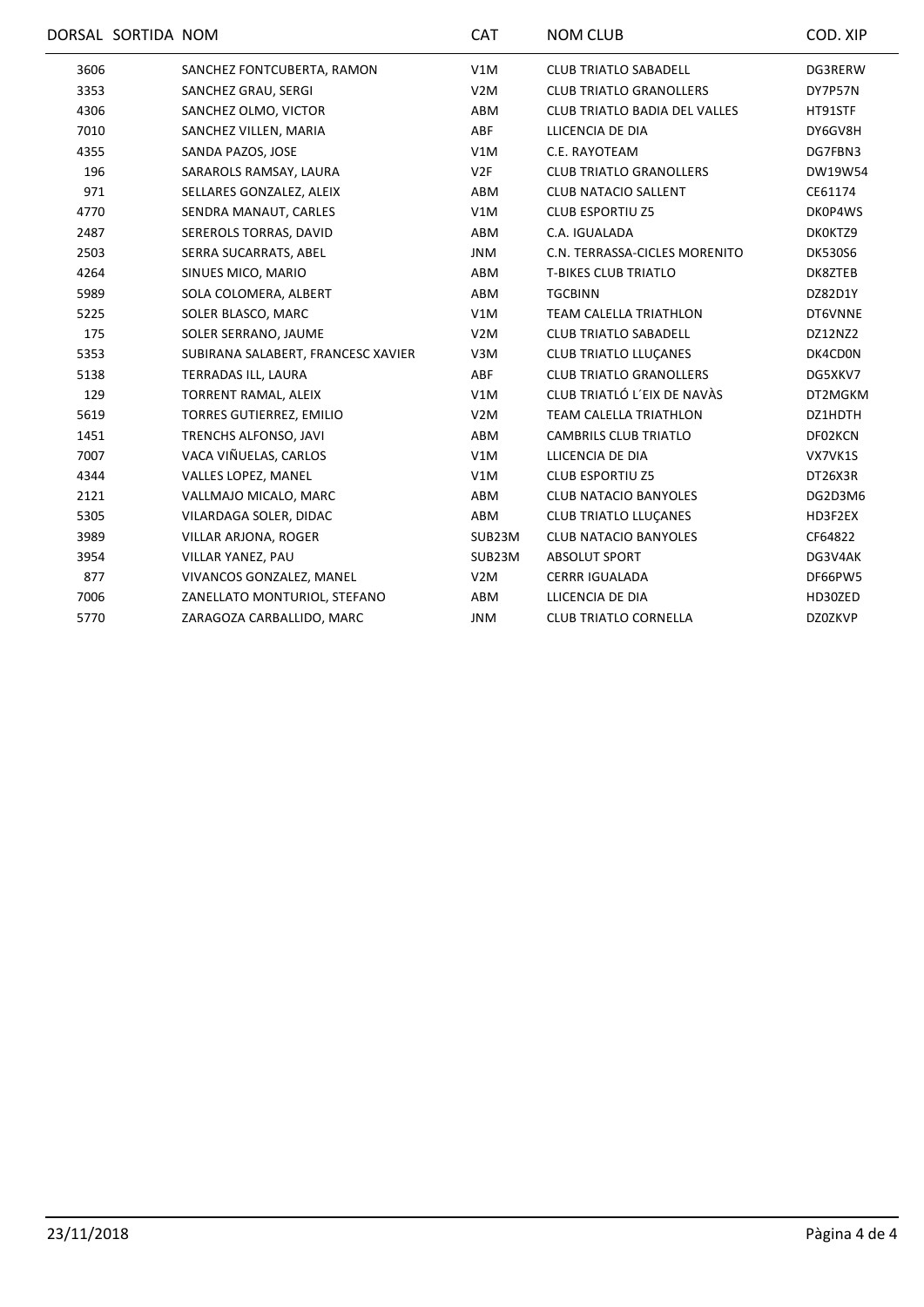| DORSAL | SORTIDA | NOM | CAT | NOM CLUB | COD. XIP |
|---|---|---|---|---|---|
| 3606 | | SANCHEZ FONTCUBERTA, RAMON | V1M | CLUB TRIATLO SABADELL | DG3RERW |
| 3353 | | SANCHEZ GRAU, SERGI | V2M | CLUB TRIATLO GRANOLLERS | DY7P57N |
| 4306 | | SANCHEZ OLMO, VICTOR | ABM | CLUB TRIATLO BADIA DEL VALLES | HT91STF |
| 7010 | | SANCHEZ VILLEN, MARIA | ABF | LLICENCIA DE DIA | DY6GV8H |
| 4355 | | SANDA PAZOS, JOSE | V1M | C.E. RAYOTEAM | DG7FBN3 |
| 196 | | SARAROLS RAMSAY, LAURA | V2F | CLUB TRIATLO GRANOLLERS | DW19W54 |
| 971 | | SELLARES GONZALEZ, ALEIX | ABM | CLUB NATACIO SALLENT | CE61174 |
| 4770 | | SENDRA MANAUT, CARLES | V1M | CLUB ESPORTIU Z5 | DK0P4WS |
| 2487 | | SEREROLS TORRAS, DAVID | ABM | C.A. IGUALADA | DK0KTZ9 |
| 2503 | | SERRA SUCARRATS, ABEL | JNM | C.N. TERRASSA-CICLES MORENITO | DK530S6 |
| 4264 | | SINUES MICO, MARIO | ABM | T-BIKES CLUB TRIATLO | DK8ZTEB |
| 5989 | | SOLA COLOMERA, ALBERT | ABM | TGCBINN | DZ82D1Y |
| 5225 | | SOLER BLASCO, MARC | V1M | TEAM CALELLA TRIATHLON | DT6VNNE |
| 175 | | SOLER SERRANO, JAUME | V2M | CLUB TRIATLO SABADELL | DZ12NZ2 |
| 5353 | | SUBIRANA SALABERT, FRANCESC XAVIER | V3M | CLUB TRIATLO LLUÇANES | DK4CD0N |
| 5138 | | TERRADAS ILL, LAURA | ABF | CLUB TRIATLO GRANOLLERS | DG5XKV7 |
| 129 | | TORRENT RAMAL, ALEIX | V1M | CLUB TRIATLÓ L´EIX DE NAVÀS | DT2MGKM |
| 5619 | | TORRES GUTIERREZ, EMILIO | V2M | TEAM CALELLA TRIATHLON | DZ1HDTH |
| 1451 | | TRENCHS ALFONSO, JAVI | ABM | CAMBRILS CLUB TRIATLO | DF02KCN |
| 7007 | | VACA VIÑUELAS, CARLOS | V1M | LLICENCIA DE DIA | VX7VK1S |
| 4344 | | VALLES LOPEZ, MANEL | V1M | CLUB ESPORTIU Z5 | DT26X3R |
| 2121 | | VALLMAJO MICALO, MARC | ABM | CLUB NATACIO BANYOLES | DG2D3M6 |
| 5305 | | VILARDAGA SOLER, DIDAC | ABM | CLUB TRIATLO LLUÇANES | HD3F2EX |
| 3989 | | VILLAR ARJONA, ROGER | SUB23M | CLUB NATACIO BANYOLES | CF64822 |
| 3954 | | VILLAR YANEZ, PAU | SUB23M | ABSOLUT SPORT | DG3V4AK |
| 877 | | VIVANCOS GONZALEZ, MANEL | V2M | CERRR IGUALADA | DF66PW5 |
| 7006 | | ZANELLATO MONTURIOL, STEFANO | ABM | LLICENCIA DE DIA | HD30ZED |
| 5770 | | ZARAGOZA CARBALLIDO, MARC | JNM | CLUB TRIATLO CORNELLA | DZ0ZKVP |

23/11/2018